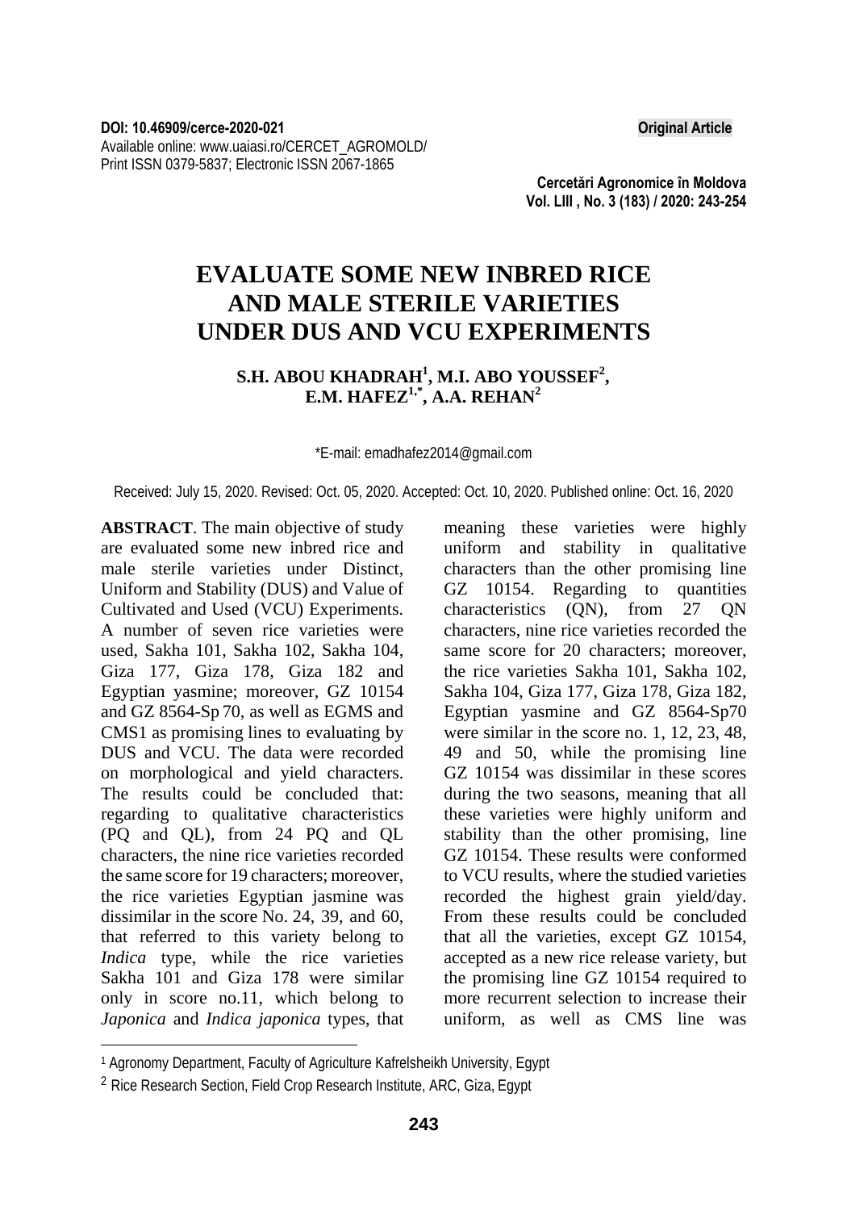DOI: 10.46909/cerce-2020-021

**Original Article**

Available online: www.uaiasi.ro/CERCET_AGROMOLD/

Print ISSN 0379-5837; Electronic ISSN 2067-1865

# EVALUATE SOME NEW INBRED RICE AND MALE STERILE VARIETIES UNDER DUS AND VCU EXPERIMENTS

**S.H. ABOU KHADRAH[1], M.I. ABO YOUSSEF[2], E.M. HAFEZ[1,*], A.A. REHAN[2]**

*E-mail: emadhafez2014@gmail.com

Received: July 15, 2020. Revised: Oct. 05, 2020. Accepted: Oct. 10, 2020. Published online: Oct. 16, 2020

**ABSTRACT**. The main objective of study are evaluated some new inbred rice and male sterile varieties under Distinct, Uniform and Stability (DUS) and Value of Cultivated and Used (VCU) Experiments. A number of seven rice varieties were used, Sakha 101, Sakha 102, Sakha 104, Giza 177, Giza 178, Giza 182 and Egyptian yasmine; moreover, GZ 10154 and GZ 8564-Sp 70, as well as EGMS and CMS1 as promising lines to evaluating by DUS and VCU. The data were recorded on morphological and yield characters. The results could be concluded that: regarding to qualitative characteristics (PQ and QL), from 24 PQ and QL characters, the nine rice varieties recorded the same score for 19 characters; moreover, the rice varieties Egyptian jasmine was dissimilar in the score No. 24, 39, and 60, that referred to this variety belong to *Indica* type, while the rice varieties Sakha 101 and Giza 178 were similar only in score no.11, which belong to *Japonica* and *Indica japonica* types, that meaning these varieties were highly uniform and stability in qualitative characters than the other promising line GZ 10154. Regarding to quantities characteristics (QN), from 27 QN characters, nine rice varieties recorded the same score for 20 characters; moreover, the rice varieties Sakha 101, Sakha 102, Sakha 104, Giza 177, Giza 178, Giza 182, Egyptian yasmine and GZ 8564-Sp70 were similar in the score no. 1, 12, 23, 48, 49 and 50, while the promising line GZ 10154 was dissimilar in these scores during the two seasons, meaning that all these varieties were highly uniform and stability than the other promising, line GZ 10154. These results were conformed to VCU results, where the studied varieties recorded the highest grain yield/day. From these results could be concluded that all the varieties, except GZ 10154, accepted as a new rice release variety, but the promising line GZ 10154 required to more recurrent selection to increase their uniform, as well as CMS line was

[1] Agronomy Department, Faculty of Agriculture Kafrelsheikh University, Egypt

[2] Rice Research Section, Field Crop Research Institute, ARC, Giza, Egypt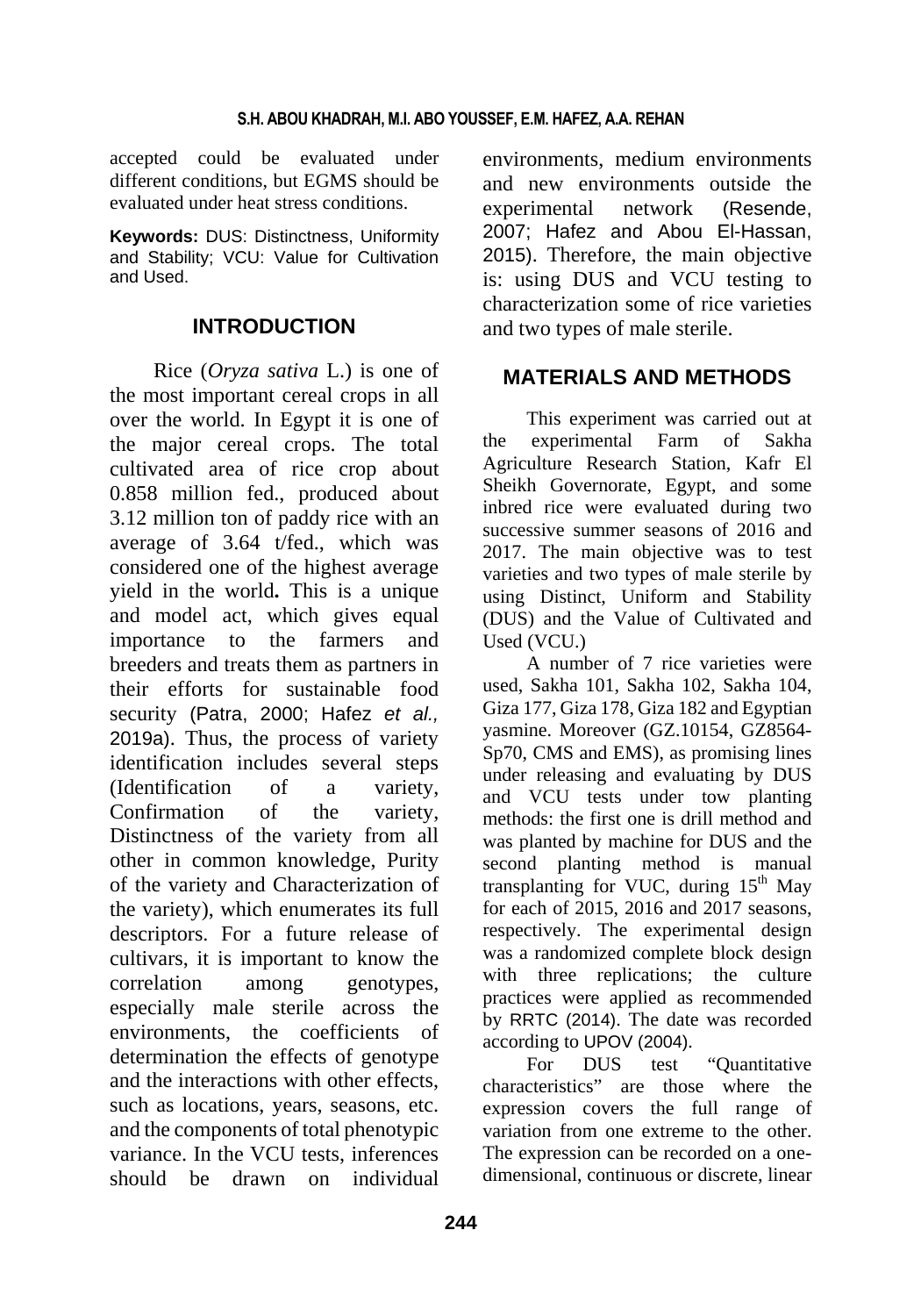accepted could be evaluated under different conditions, but EGMS should be evaluated under heat stress conditions.

**Keywords:** DUS: Distinctness, Uniformity and Stability; VCU: Value for Cultivation and Used.

## INTRODUCTION

Rice (*Oryza sativa* L.) is one of the most important cereal crops in all over the world. In Egypt it is one of the major cereal crops. The total cultivated area of rice crop about 0.858 million fed., produced about 3.12 million ton of paddy rice with an average of 3.64 t/fed., which was considered one of the highest average yield in the world**.** This is a unique and model act, which gives equal importance to the farmers and breeders and treats them as partners in their efforts for sustainable food security (Patra, 2000; Hafez *et al.,* 2019a). Thus, the process of variety identification includes several steps (Identification of a variety, Confirmation of the variety, Distinctness of the variety from all other in common knowledge, Purity of the variety and Characterization of the variety), which enumerates its full descriptors. For a future release of cultivars, it is important to know the correlation among genotypes, especially male sterile across the environments, the coefficients of determination the effects of genotype and the interactions with other effects, such as locations, years, seasons, etc. and the components of total phenotypic variance. In the VCU tests, inferences should be drawn on individual environments, medium environments and new environments outside the experimental network (Resende, 2007; Hafez and Abou El-Hassan, 2015). Therefore, the main objective is: using DUS and VCU testing to characterization some of rice varieties and two types of male sterile.

## MATERIALS AND METHODS

This experiment was carried out at the experimental Farm of Sakha Agriculture Research Station, Kafr El Sheikh Governorate, Egypt, and some inbred rice were evaluated during two successive summer seasons of 2016 and 2017. The main objective was to test varieties and two types of male sterile by using Distinct, Uniform and Stability (DUS) and the Value of Cultivated and Used (VCU.)

A number of 7 rice varieties were used, Sakha 101, Sakha 102, Sakha 104, Giza 177, Giza 178, Giza 182 and Egyptian yasmine. Moreover (GZ.10154, GZ8564-Sp70, CMS and EMS), as promising lines under releasing and evaluating by DUS and VCU tests under tow planting methods: the first one is drill method and was planted by machine for DUS and the second planting method is manual transplanting for VUC, during 15th May for each of 2015, 2016 and 2017 seasons, respectively. The experimental design was a randomized complete block design with three replications; the culture practices were applied as recommended by RRTC (2014). The date was recorded according to UPOV (2004).

For DUS test "Quantitative characteristics" are those where the expression covers the full range of variation from one extreme to the other. The expression can be recorded on a one-dimensional, continuous or discrete, linear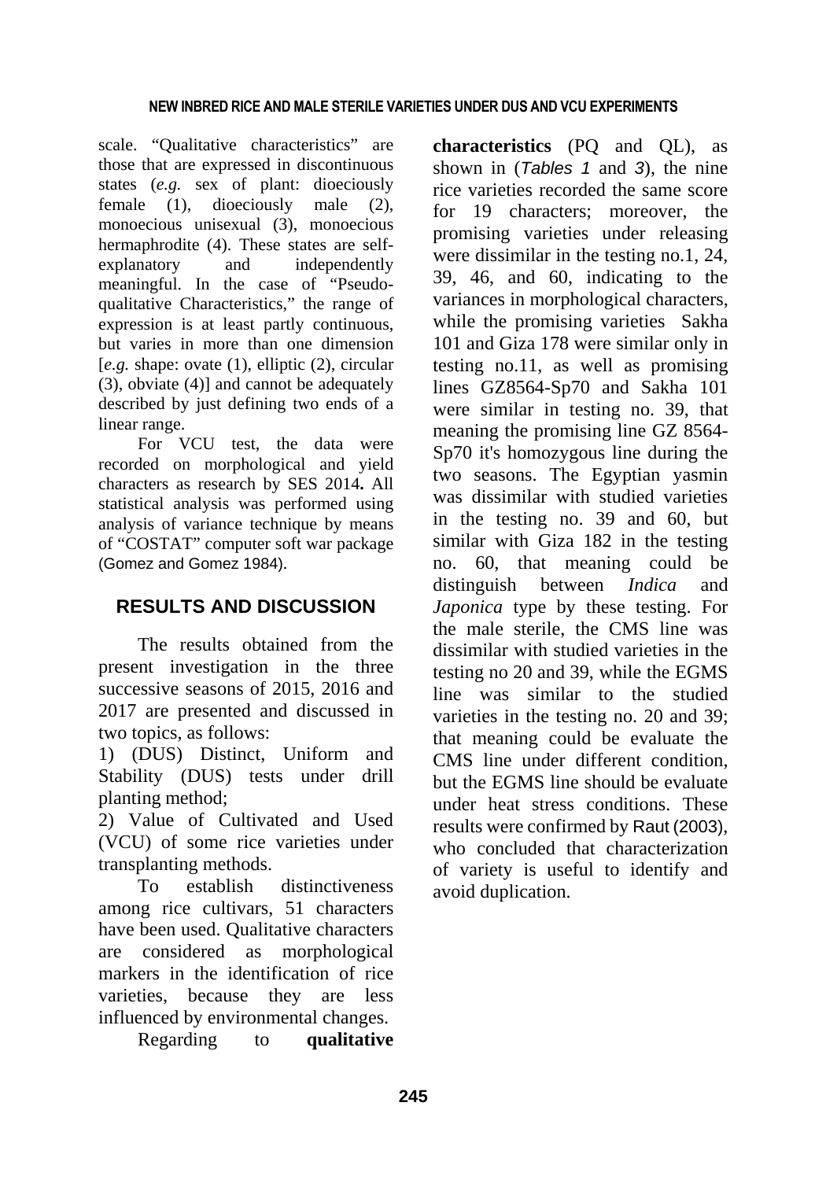scale. "Qualitative characteristics" are those that are expressed in discontinuous states (*e.g.* sex of plant: dioeciously female (1), dioeciously male (2), monoecious unisexual (3), monoecious hermaphrodite (4). These states are self-explanatory and independently meaningful. In the case of "Pseudo-qualitative Characteristics," the range of expression is at least partly continuous, but varies in more than one dimension [*e.g.* shape: ovate (1), elliptic (2), circular (3), obviate (4)] and cannot be adequately described by just defining two ends of a linear range.

For VCU test, the data were recorded on morphological and yield characters as research by SES 2014**.** All statistical analysis was performed using analysis of variance technique by means of "COSTAT" computer soft war package (Gomez and Gomez 1984).

## RESULTS AND DISCUSSION

The results obtained from the present investigation in the three successive seasons of 2015, 2016 and 2017 are presented and discussed in two topics, as follows:

1) (DUS) Distinct, Uniform and Stability (DUS) tests under drill planting method;

2) Value of Cultivated and Used (VCU) of some rice varieties under transplanting methods.

To establish distinctiveness among rice cultivars, 51 characters have been used. Qualitative characters are considered as morphological markers in the identification of rice varieties, because they are less influenced by environmental changes.

Regarding to **qualitative characteristics** (PQ and QL), as shown in (*Tables 1* and *3*), the nine rice varieties recorded the same score for 19 characters; moreover, the promising varieties under releasing were dissimilar in the testing no.1, 24, 39, 46, and 60, indicating to the variances in morphological characters, while the promising varieties Sakha 101 and Giza 178 were similar only in testing no.11, as well as promising lines GZ8564-Sp70 and Sakha 101 were similar in testing no. 39, that meaning the promising line GZ 8564-Sp70 it's homozygous line during the two seasons. The Egyptian yasmin was dissimilar with studied varieties in the testing no. 39 and 60, but similar with Giza 182 in the testing no. 60, that meaning could be distinguish between *Indica* and *Japonica* type by these testing. For the male sterile, the CMS line was dissimilar with studied varieties in the testing no 20 and 39, while the EGMS line was similar to the studied varieties in the testing no. 20 and 39; that meaning could be evaluate the CMS line under different condition, but the EGMS line should be evaluate under heat stress conditions. These results were confirmed by Raut (2003), who concluded that characterization of variety is useful to identify and avoid duplication.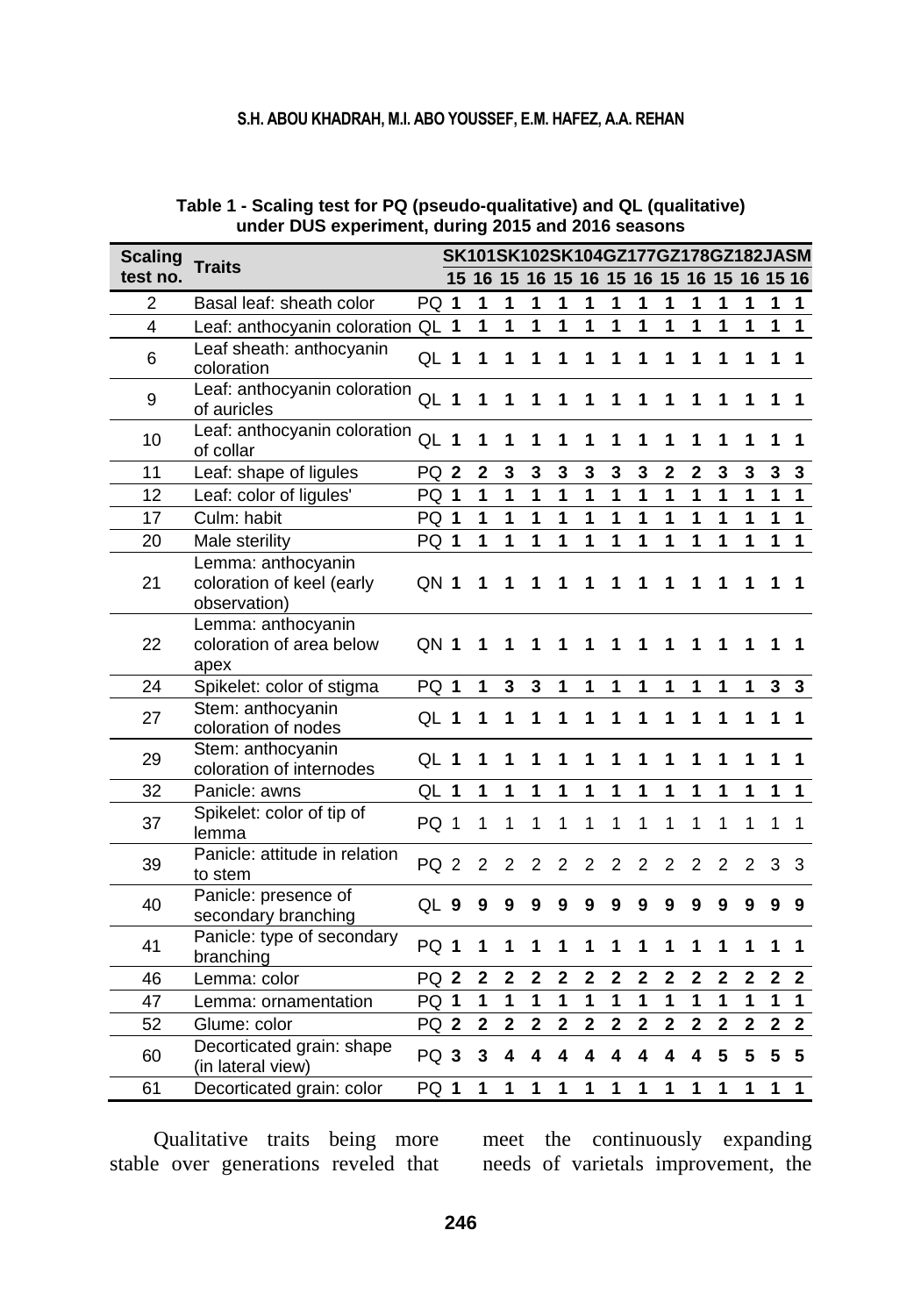**Table 1 - Scaling test for PQ (pseudo-qualitative) and QL (qualitative) under DUS experiment, during 2015 and 2016 seasons**

| Scaling test no. | Traits | | SK101 | | SK102 | | SK104 | | GZ177 | | GZ178 | | GZ182 | | JASM | |
|---|---|---|---|---|---|---|---|---|---|---|---|---|---|---|---|---|
| | | | 15 | 16 | 15 | 16 | 15 | 16 | 15 | 16 | 15 | 16 | 15 | 16 | 15 | 16 |
| 2 | Basal leaf: sheath color | PQ | 1 | 1 | 1 | 1 | 1 | 1 | 1 | 1 | 1 | 1 | 1 | 1 | 1 | 1 |
| 4 | Leaf: anthocyanin coloration | QL | 1 | 1 | 1 | 1 | 1 | 1 | 1 | 1 | 1 | 1 | 1 | 1 | 1 | 1 |
| 6 | Leaf sheath: anthocyanin coloration | QL | 1 | 1 | 1 | 1 | 1 | 1 | 1 | 1 | 1 | 1 | 1 | 1 | 1 | 1 |
| 9 | Leaf: anthocyanin coloration of auricles | QL | 1 | 1 | 1 | 1 | 1 | 1 | 1 | 1 | 1 | 1 | 1 | 1 | 1 | 1 |
| 10 | Leaf: anthocyanin coloration of collar | QL | 1 | 1 | 1 | 1 | 1 | 1 | 1 | 1 | 1 | 1 | 1 | 1 | 1 | 1 |
| 11 | Leaf: shape of ligules | PQ | 2 | 2 | 3 | 3 | 3 | 3 | 3 | 3 | 2 | 2 | 3 | 3 | 3 | 3 |
| 12 | Leaf: color of ligules' | PQ | 1 | 1 | 1 | 1 | 1 | 1 | 1 | 1 | 1 | 1 | 1 | 1 | 1 | 1 |
| 17 | Culm: habit | PQ | 1 | 1 | 1 | 1 | 1 | 1 | 1 | 1 | 1 | 1 | 1 | 1 | 1 | 1 |
| 20 | Male sterility | PQ | 1 | 1 | 1 | 1 | 1 | 1 | 1 | 1 | 1 | 1 | 1 | 1 | 1 | 1 |
| 21 | Lemma: anthocyanin coloration of keel (early observation) | QN | 1 | 1 | 1 | 1 | 1 | 1 | 1 | 1 | 1 | 1 | 1 | 1 | 1 | 1 |
| 22 | Lemma: anthocyanin coloration of area below apex | QN | 1 | 1 | 1 | 1 | 1 | 1 | 1 | 1 | 1 | 1 | 1 | 1 | 1 | 1 |
| 24 | Spikelet: color of stigma | PQ | 1 | 1 | 3 | 3 | 1 | 1 | 1 | 1 | 1 | 1 | 1 | 1 | 3 | 3 |
| 27 | Stem: anthocyanin coloration of nodes | QL | 1 | 1 | 1 | 1 | 1 | 1 | 1 | 1 | 1 | 1 | 1 | 1 | 1 | 1 |
| 29 | Stem: anthocyanin coloration of internodes | QL | 1 | 1 | 1 | 1 | 1 | 1 | 1 | 1 | 1 | 1 | 1 | 1 | 1 | 1 |
| 32 | Panicle: awns | QL | 1 | 1 | 1 | 1 | 1 | 1 | 1 | 1 | 1 | 1 | 1 | 1 | 1 | 1 |
| 37 | Spikelet: color of tip of lemma | PQ | 1 | 1 | 1 | 1 | 1 | 1 | 1 | 1 | 1 | 1 | 1 | 1 | 1 | 1 |
| 39 | Panicle: attitude in relation to stem | PQ | 2 | 2 | 2 | 2 | 2 | 2 | 2 | 2 | 2 | 2 | 2 | 2 | 3 | 3 |
| 40 | Panicle: presence of secondary branching | QL | 9 | 9 | 9 | 9 | 9 | 9 | 9 | 9 | 9 | 9 | 9 | 9 | 9 | 9 |
| 41 | Panicle: type of secondary branching | PQ | 1 | 1 | 1 | 1 | 1 | 1 | 1 | 1 | 1 | 1 | 1 | 1 | 1 | 1 |
| 46 | Lemma: color | PQ | 2 | 2 | 2 | 2 | 2 | 2 | 2 | 2 | 2 | 2 | 2 | 2 | 2 | 2 |
| 47 | Lemma: ornamentation | PQ | 1 | 1 | 1 | 1 | 1 | 1 | 1 | 1 | 1 | 1 | 1 | 1 | 1 | 1 |
| 52 | Glume: color | PQ | 2 | 2 | 2 | 2 | 2 | 2 | 2 | 2 | 2 | 2 | 2 | 2 | 2 | 2 |
| 60 | Decorticated grain: shape (in lateral view) | PQ | 3 | 3 | 4 | 4 | 4 | 4 | 4 | 4 | 4 | 4 | 5 | 5 | 5 | 5 |
| 61 | Decorticated grain: color | PQ | 1 | 1 | 1 | 1 | 1 | 1 | 1 | 1 | 1 | 1 | 1 | 1 | 1 | 1 |

Qualitative traits being more stable over generations reveled that meet the continuously expanding needs of varietals improvement, the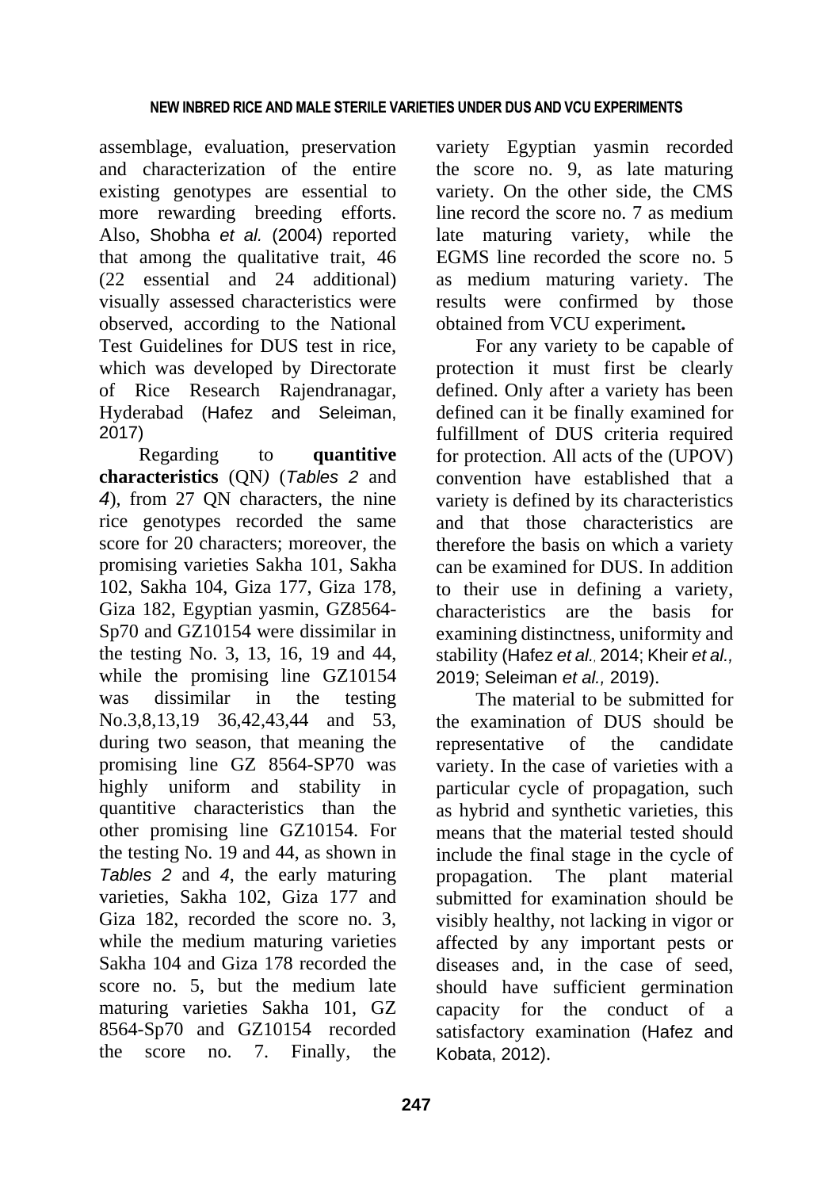assemblage, evaluation, preservation and characterization of the entire existing genotypes are essential to more rewarding breeding efforts. Also, Shobha *et al.* (2004) reported that among the qualitative trait, 46 (22 essential and 24 additional) visually assessed characteristics were observed, according to the National Test Guidelines for DUS test in rice, which was developed by Directorate of Rice Research Rajendranagar, Hyderabad (Hafez and Seleiman, 2017)

Regarding to **quantitive characteristics** (QN) (*Tables 2* and *4*), from 27 QN characters, the nine rice genotypes recorded the same score for 20 characters; moreover, the promising varieties Sakha 101, Sakha 102, Sakha 104, Giza 177, Giza 178, Giza 182, Egyptian yasmin, GZ8564-Sp70 and GZ10154 were dissimilar in the testing No. 3, 13, 16, 19 and 44, while the promising line GZ10154 was dissimilar in the testing No.3,8,13,19 36,42,43,44 and 53, during two season, that meaning the promising line GZ 8564-SP70 was highly uniform and stability in quantitive characteristics than the other promising line GZ10154. For the testing No. 19 and 44, as shown in *Tables 2* and *4*, the early maturing varieties, Sakha 102, Giza 177 and Giza 182, recorded the score no. 3, while the medium maturing varieties Sakha 104 and Giza 178 recorded the score no. 5, but the medium late maturing varieties Sakha 101, GZ 8564-Sp70 and GZ10154 recorded the score no. 7. Finally, the variety Egyptian yasmin recorded the score no. 9, as late maturing variety. On the other side, the CMS line record the score no. 7 as medium late maturing variety, while the EGMS line recorded the score no. 5 as medium maturing variety. The results were confirmed by those obtained from VCU experiment**.**

For any variety to be capable of protection it must first be clearly defined. Only after a variety has been defined can it be finally examined for fulfillment of DUS criteria required for protection. All acts of the (UPOV) convention have established that a variety is defined by its characteristics and that those characteristics are therefore the basis on which a variety can be examined for DUS. In addition to their use in defining a variety, characteristics are the basis for examining distinctness, uniformity and stability (Hafez *et al.*, 2014; Kheir *et al.,* 2019; Seleiman *et al.,* 2019).

The material to be submitted for the examination of DUS should be representative of the candidate variety. In the case of varieties with a particular cycle of propagation, such as hybrid and synthetic varieties, this means that the material tested should include the final stage in the cycle of propagation. The plant material submitted for examination should be visibly healthy, not lacking in vigor or affected by any important pests or diseases and, in the case of seed, should have sufficient germination capacity for the conduct of a satisfactory examination (Hafez and Kobata, 2012).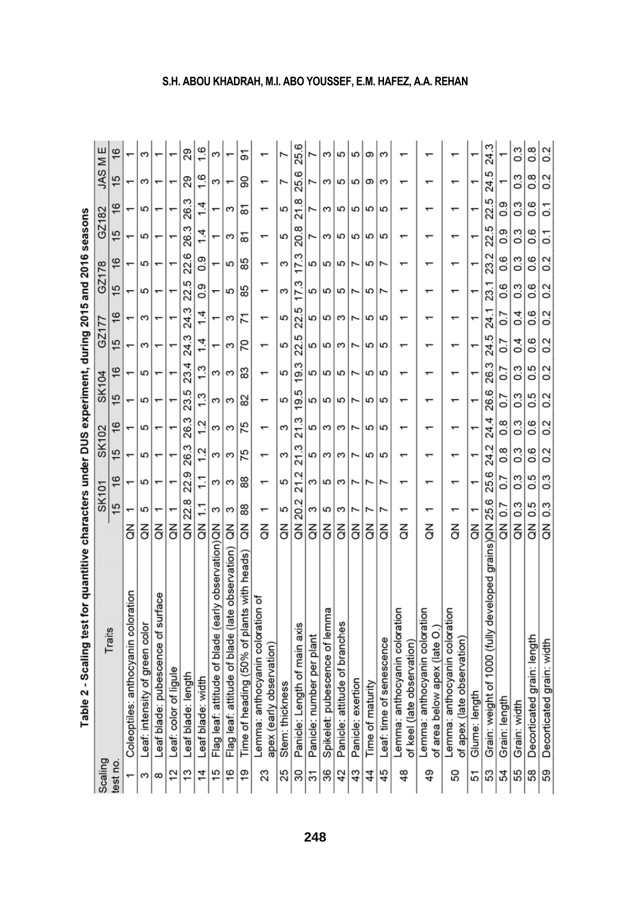Table 2 - Scaling test for quantitative characters under DUS experiment, during 2015 and 2016 seasons

| Scaling test no. | Traits | | SK101 | | SK102 | | SK104 | | GZ177 | | GZ178 | | GZ182 | | JAS M E | |
|---|---|---|---|---|---|---|---|---|---|---|---|---|---|---|---|---|
| | | | 15 | 16 | 15 | 16 | 15 | 16 | 15 | 16 | 15 | 16 | 15 | 16 | 15 | 16 |
| 1 | Coleoptiles: anthocyanin coloration | QN | 1 | 1 | 1 | 1 | 1 | 1 | 1 | 1 | 1 | 1 | 1 | 1 | 1 | 1 |
| 3 | Leaf: intensity of green color | QN | 5 | 5 | 5 | 5 | 5 | 5 | 3 | 3 | 5 | 5 | 5 | 5 | 3 | 3 |
| 8 | Leaf blade: pubescence of surface | QN | 1 | 1 | 1 | 1 | 1 | 1 | 1 | 1 | 1 | 1 | 1 | 1 | 1 | 1 |
| 12 | Leaf: color of ligule | QN | 1 | 1 | 1 | 1 | 1 | 1 | 1 | 1 | 1 | 1 | 1 | 1 | 1 | 1 |
| 13 | Leaf blade: length | QN | 22.8 | 22.9 | 26.3 | 26.3 | 23.5 | 23.4 | 24.3 | 24.3 | 22.5 | 22.6 | 26.3 | 26.3 | 29 | 29 |
| 14 | Leaf blade: width | QN | 1.1 | 1.1 | 1.2 | 1.2 | 1.3 | 1.3 | 1.4 | 1.4 | 0.9 | 0.9 | 1.4 | 1.4 | 1.6 | 1.6 |
| 15 | Flag leaf: attitude of blade (early observation) | QN | 3 | 3 | 3 | 3 | 3 | 3 | 1 | 1 | 1 | 1 | 1 | 1 | 3 | 3 |
| 16 | Flag leaf: attitude of blade (late observation) | QN | 3 | 3 | 3 | 3 | 3 | 3 | 3 | 3 | 5 | 5 | 3 | 3 | 1 | 1 |
| 19 | Time of heading (50% of plants with heads) | QN | 88 | 88 | 75 | 75 | 82 | 83 | 70 | 71 | 85 | 85 | 81 | 81 | 90 | 91 |
| 23 | Lemma: anthocyanin coloration of apex (early observation) | QN | 1 | 1 | 1 | 1 | 1 | 1 | 1 | 1 | 1 | 1 | 1 | 1 | 1 | 1 |
| 25 | Stem: thickness | QN | 5 | 5 | 3 | 3 | 5 | 5 | 5 | 5 | 3 | 3 | 5 | 5 | 7 | 7 |
| 30 | Panicle: Length of main axis | QN | 20.2 | 21.2 | 21.3 | 21.3 | 19.5 | 19.3 | 22.5 | 22.5 | 17.3 | 17.3 | 20.8 | 21.8 | 25.6 | 25.6 |
| 31 | Panicle: number per plant | QN | 3 | 3 | 5 | 5 | 5 | 5 | 5 | 5 | 5 | 5 | 7 | 7 | 7 | 7 |
| 36 | Spikelet: pubescence of lemma | QN | 5 | 5 | 3 | 3 | 5 | 5 | 5 | 5 | 5 | 5 | 3 | 3 | 3 | 3 |
| 42 | Panicle: attitude of branches | QN | 3 | 3 | 3 | 3 | 5 | 5 | 3 | 3 | 5 | 5 | 5 | 5 | 5 | 5 |
| 43 | Panicle: exertion | QN | 7 | 7 | 7 | 7 | 7 | 7 | 7 | 7 | 7 | 7 | 5 | 5 | 5 | 5 |
| 44 | Time of maturity | QN | 7 | 7 | 5 | 5 | 5 | 5 | 5 | 5 | 5 | 5 | 5 | 5 | 9 | 9 |
| 45 | Leaf: time of senescence | QN | 7 | 7 | 5 | 5 | 5 | 5 | 5 | 5 | 7 | 7 | 5 | 5 | 3 | 3 |
| 48 | Lemma: anthocyanin coloration of keel (late observation) | QN | 1 | 1 | 1 | 1 | 1 | 1 | 1 | 1 | 1 | 1 | 1 | 1 | 1 | 1 |
| 49 | Lemma: anthocyanin coloration of area below apex (late O.) | QN | 1 | 1 | 1 | 1 | 1 | 1 | 1 | 1 | 1 | 1 | 1 | 1 | 1 | 1 |
| 50 | Lemma: anthocyanin coloration of apex (late observation) | QN | 1 | 1 | 1 | 1 | 1 | 1 | 1 | 1 | 1 | 1 | 1 | 1 | 1 | 1 |
| 51 | Glume: length | QN | 1 | 1 | 1 | 1 | 1 | 1 | 1 | 1 | 1 | 1 | 1 | 1 | 1 | 1 |
| 53 | Grain: weight of 1000 (fully developed grains) | QN | 25.6 | 25.6 | 24.2 | 24.4 | 26.6 | 26.3 | 24.5 | 24.1 | 23.1 | 23.2 | 22.5 | 22.5 | 24.5 | 24.3 |
| 54 | Grain: length | QN | 0.7 | 0.7 | 0.8 | 0.8 | 0.7 | 0.7 | 0.7 | 0.7 | 0.6 | 0.6 | 0.9 | 0.9 | 1 | 1 |
| 55 | Grain: width | QN | 0.3 | 0.3 | 0.3 | 0.3 | 0.3 | 0.3 | 0.4 | 0.4 | 0.3 | 0.3 | 0.3 | 0.3 | 0.3 | 0.3 |
| 58 | Decorticated grain: length | QN | 0.5 | 0.5 | 0.6 | 0.6 | 0.5 | 0.5 | 0.6 | 0.6 | 0.6 | 0.6 | 0.6 | 0.6 | 0.8 | 0.8 |
| 59 | Decorticated grain: width | QN | 0.3 | 0.3 | 0.2 | 0.2 | 0.2 | 0.2 | 0.2 | 0.2 | 0.2 | 0.2 | 0.1 | 0.1 | 0.2 | 0.2 |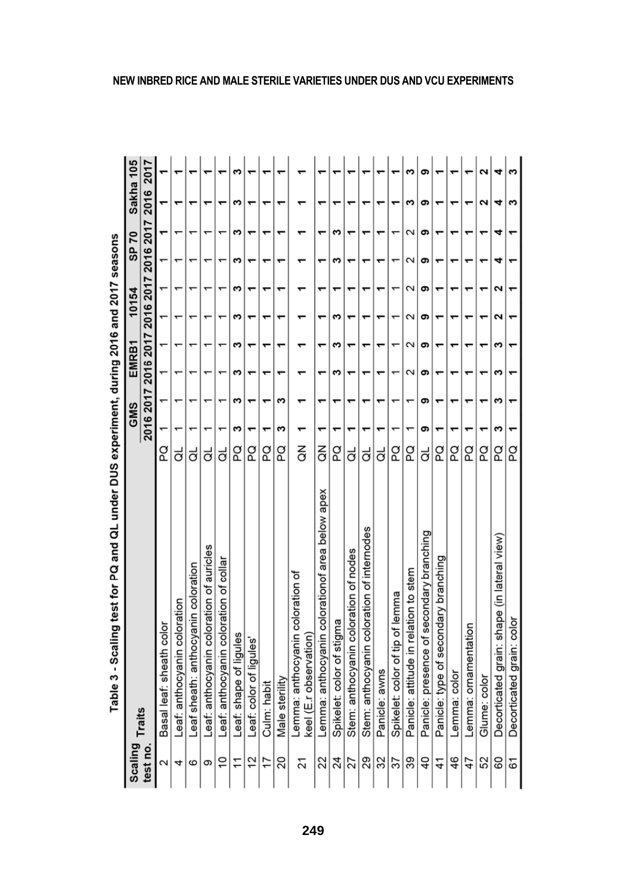Table 3 - Scaling test for PQ and QL under DUS experiment, during 2016 and 2017 seasons

| Scaling test no. | Traits | | GMS | | EMRB1 | | 10154 | | SP 70 | | Sakha 105 | |
|---|---|---|---|---|---|---|---|---|---|---|---|---|
| | | | 2016 | 2017 | 2016 | 2017 | 2016 | 2017 | 2016 | 2017 | 2016 | 2017 |
| 2 | Basal leaf: sheath color | PQ | 1 | 1 | 1 | 1 | 1 | 1 | 1 | 1 | 1 | 1 |
| 4 | Leaf: anthocyanin coloration | QL | 1 | 1 | 1 | 1 | 1 | 1 | 1 | 1 | 1 | 1 |
| 6 | Leaf sheath: anthocyanin coloration | QL | 1 | 1 | 1 | 1 | 1 | 1 | 1 | 1 | 1 | 1 |
| 9 | Leaf: anthocyanin coloration of auricles | QL | 1 | 1 | 1 | 1 | 1 | 1 | 1 | 1 | 1 | 1 |
| 10 | Leaf: anthocyanin coloration of collar | QL | 1 | 1 | 1 | 1 | 1 | 1 | 1 | 1 | 1 | 1 |
| 11 | Leaf: shape of ligules | PQ | 3 | 3 | 3 | 3 | 3 | 3 | 3 | 3 | 3 | 3 |
| 12 | Leaf: color of ligules' | PQ | 1 | 1 | 1 | 1 | 1 | 1 | 1 | 1 | 1 | 1 |
| 17 | Culm: habit | PQ | 1 | 1 | 1 | 1 | 1 | 1 | 1 | 1 | 1 | 1 |
| 20 | Male sterility | PQ | 3 | 3 | 1 | 1 | 1 | 1 | 1 | 1 | 1 | 1 |
| 21 | Lemma: anthocyanin coloration of keel (E.r observation) | QN | 1 | 1 | 1 | 1 | 1 | 1 | 1 | 1 | 1 | 1 |
| 22 | Lemma: anthocyanin colorationof area below apex | QN | 1 | 1 | 1 | 1 | 1 | 1 | 1 | 1 | 1 | 1 |
| 24 | Spikelet: color of stigma | PQ | 1 | 1 | 3 | 3 | 3 | 1 | 3 | 3 | 1 | 1 |
| 27 | Stem: anthocyanin coloration of nodes | QL | 1 | 1 | 1 | 1 | 1 | 1 | 1 | 1 | 1 | 1 |
| 29 | Stem: anthocyanin coloration of internodes | QL | 1 | 1 | 1 | 1 | 1 | 1 | 1 | 1 | 1 | 1 |
| 32 | Panicle: awns | QL | 1 | 1 | 1 | 1 | 1 | 1 | 1 | 1 | 1 | 1 |
| 37 | Spikelet: color of tip of lemma | PQ | 1 | 1 | 1 | 1 | 1 | 1 | 1 | 1 | 1 | 1 |
| 39 | Panicle: attitude in relation to stem | PQ | 1 | 1 | 2 | 2 | 2 | 2 | 2 | 2 | 3 | 3 |
| 40 | Panicle: presence of secondary branching | QL | 9 | 9 | 9 | 9 | 9 | 9 | 9 | 9 | 9 | 9 |
| 41 | Panicle: type of secondary branching | PQ | 1 | 1 | 1 | 1 | 1 | 1 | 1 | 1 | 1 | 1 |
| 46 | Lemma: color | PQ | 1 | 1 | 1 | 1 | 1 | 1 | 1 | 1 | 1 | 1 |
| 47 | Lemma: ornamentation | PQ | 1 | 1 | 1 | 1 | 1 | 1 | 1 | 1 | 1 | 1 |
| 52 | Glume: color | PQ | 1 | 1 | 1 | 1 | 1 | 1 | 1 | 1 | 2 | 2 |
| 60 | Decorticated grain: shape (in lateral view) | PQ | 3 | 3 | 3 | 3 | 2 | 2 | 4 | 4 | 4 | 4 |
| 61 | Decorticated grain: color | PQ | 1 | 1 | 1 | 1 | 1 | 1 | 1 | 1 | 3 | 3 |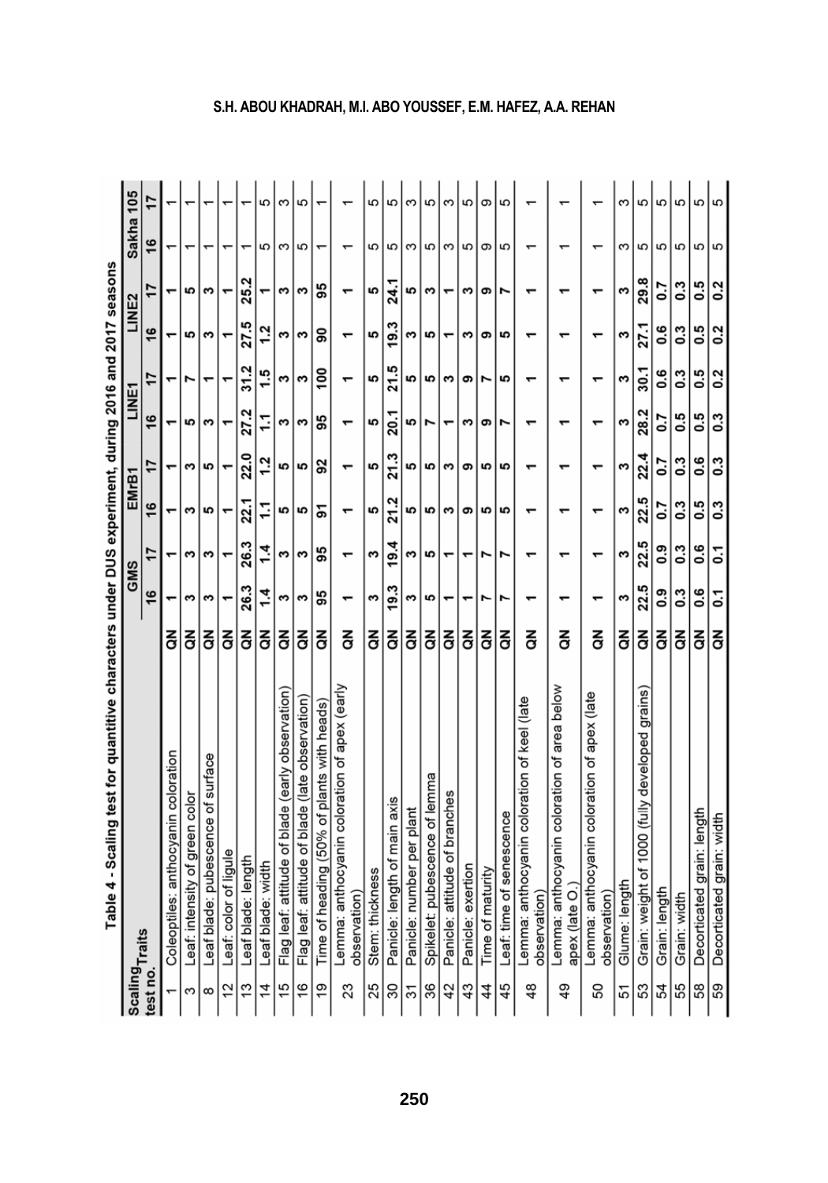Table 4 - Scaling test for quantitive characters under DUS experiment, during 2016 and 2017 seasons

| Scaling test no. | Traits | | GMS | | EMrB1 | | LINE1 | | LINE2 | | Sakha 105 | |
|---|---|---|---|---|---|---|---|---|---|---|---|---|
| | | | 16 | 17 | 16 | 17 | 16 | 17 | 16 | 17 | 16 | 17 |
| 1 | Coleoptiles: anthocyanin coloration | QN | 1 | 1 | 1 | 1 | 1 | 1 | 1 | 1 | 1 | 1 |
| 3 | Leaf: intensity of green color | QN | 3 | 3 | 3 | 3 | 5 | 7 | 5 | 5 | 1 | 1 |
| 8 | Leaf blade: pubescence of surface | QN | 3 | 3 | 5 | 5 | 3 | 1 | 3 | 3 | 1 | 1 |
| 12 | Leaf: color of ligule | QN | 1 | 1 | 1 | 1 | 1 | 1 | 1 | 1 | 1 | 1 |
| 13 | Leaf blade: length | QN | 26.3 | 26.3 | 22.1 | 22.0 | 27.2 | 31.2 | 27.5 | 25.2 | 1 | 1 |
| 14 | Leaf blade: width | QN | 1.4 | 1.4 | 1.1 | 1.2 | 1.1 | 1.5 | 1.2 | 1 | 5 | 5 |
| 15 | Flag leaf: attitude of blade (early observation) | QN | 3 | 3 | 5 | 5 | 3 | 3 | 3 | 3 | 3 | 3 |
| 16 | Flag leaf: attitude of blade (late observation) | QN | 3 | 3 | 5 | 5 | 3 | 3 | 3 | 3 | 5 | 5 |
| 19 | Time of heading (50% of plants with heads) | QN | 95 | 95 | 91 | 92 | 95 | 100 | 90 | 95 | 1 | 1 |
| 23 | Lemma: anthocyanin coloration of apex (early observation) | QN | 1 | 1 | 1 | 1 | 1 | 1 | 1 | 1 | 1 | 1 |
| 25 | Stem: thickness | QN | 3 | 3 | 5 | 5 | 5 | 5 | 5 | 5 | 5 | 5 |
| 30 | Panicle: length of main axis | QN | 19.3 | 19.4 | 21.2 | 21.3 | 20.1 | 21.5 | 19.3 | 24.1 | 5 | 5 |
| 31 | Panicle: number per plant | QN | 3 | 3 | 5 | 5 | 5 | 5 | 3 | 5 | 3 | 3 |
| 36 | Spikelet: pubescence of lemma | QN | 5 | 5 | 5 | 5 | 7 | 5 | 5 | 3 | 5 | 5 |
| 42 | Panicle: attitude of branches | QN | 1 | 1 | 3 | 3 | 1 | 3 | 1 | 1 | 3 | 3 |
| 43 | Panicle: exertion | QN | 1 | 1 | 9 | 9 | 3 | 9 | 3 | 3 | 5 | 5 |
| 44 | Time of maturity | QN | 7 | 7 | 5 | 5 | 9 | 7 | 9 | 9 | 9 | 9 |
| 45 | Leaf: time of senescence | QN | 7 | 7 | 5 | 5 | 7 | 5 | 5 | 7 | 5 | 5 |
| 48 | Lemma: anthocyanin coloration of keel (late observation) | QN | 1 | 1 | 1 | 1 | 1 | 1 | 1 | 1 | 1 | 1 |
| 49 | Lemma: anthocyanin coloration of area below apex (late O.) | QN | 1 | 1 | 1 | 1 | 1 | 1 | 1 | 1 | 1 | 1 |
| 50 | Lemma: anthocyanin coloration of apex (late observation) | QN | 1 | 1 | 1 | 1 | 1 | 1 | 1 | 1 | 1 | 1 |
| 51 | Glume: length | QN | 3 | 3 | 3 | 3 | 3 | 3 | 3 | 3 | 3 | 3 |
| 53 | Grain: weight of 1000 (fully developed grains) | QN | 22.5 | 22.5 | 22.5 | 22.4 | 28.2 | 30.1 | 27.1 | 29.8 | 5 | 5 |
| 54 | Grain: length | QN | 0.9 | 0.9 | 0.7 | 0.7 | 0.7 | 0.6 | 0.6 | 0.7 | 5 | 5 |
| 55 | Grain: width | QN | 0.3 | 0.3 | 0.3 | 0.3 | 0.5 | 0.3 | 0.3 | 0.3 | 5 | 5 |
| 58 | Decorticated grain: length | QN | 0.6 | 0.6 | 0.5 | 0.6 | 0.5 | 0.5 | 0.5 | 0.5 | 5 | 5 |
| 59 | Decorticated grain: width | QN | 0.1 | 0.1 | 0.3 | 0.3 | 0.3 | 0.2 | 0.2 | 0.2 | 5 | 5 |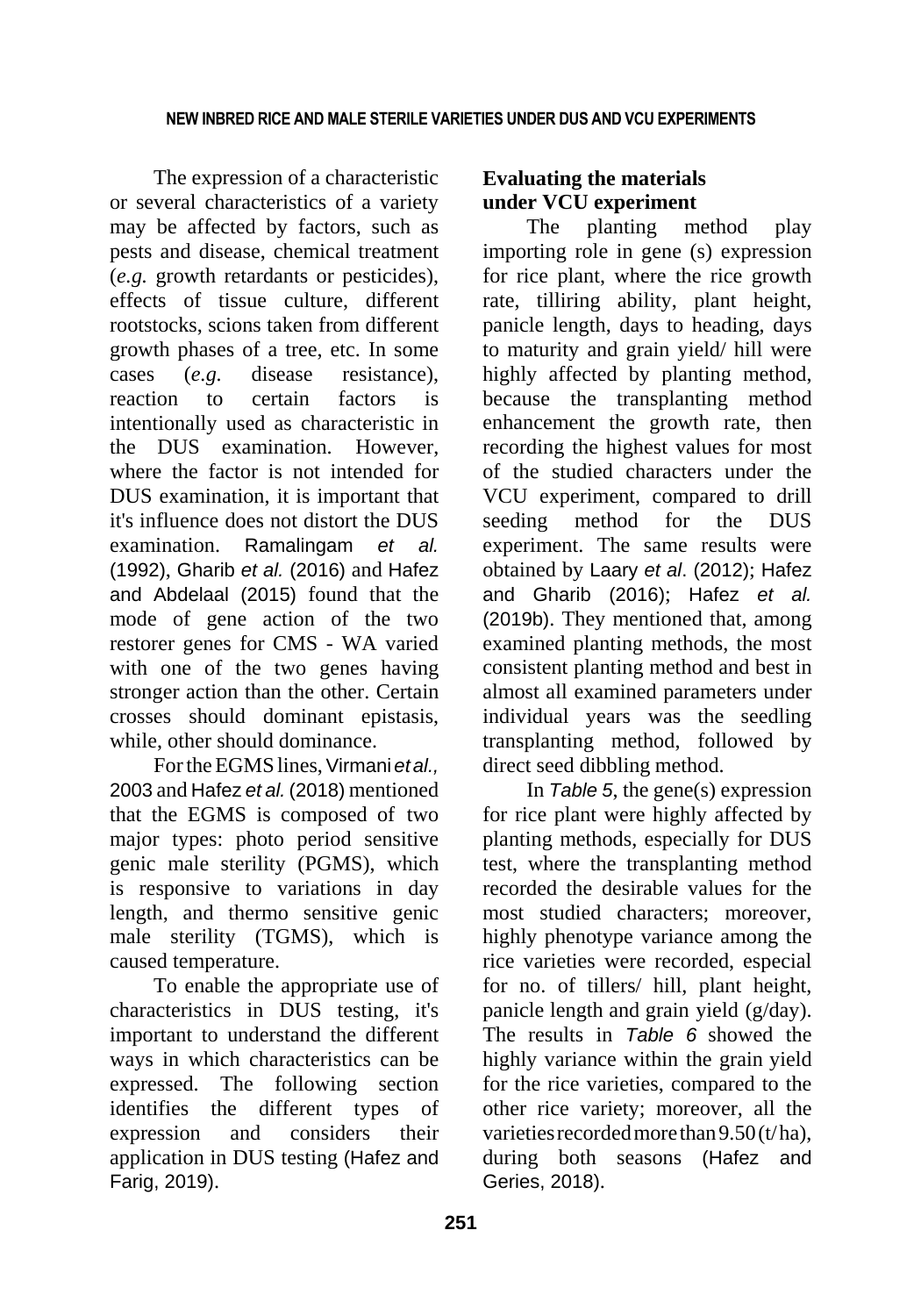The expression of a characteristic or several characteristics of a variety may be affected by factors, such as pests and disease, chemical treatment (*e.g.* growth retardants or pesticides), effects of tissue culture, different rootstocks, scions taken from different growth phases of a tree, etc. In some cases (*e.g.* disease resistance), reaction to certain factors is intentionally used as characteristic in the DUS examination. However, where the factor is not intended for DUS examination, it is important that it's influence does not distort the DUS examination. Ramalingam *et al.* (1992), Gharib *et al.* (2016) and Hafez and Abdelaal (2015) found that the mode of gene action of the two restorer genes for CMS - WA varied with one of the two genes having stronger action than the other. Certain crosses should dominant epistasis, while, other should dominance.

For the EGMS lines, Virmani *et al.,* 2003 and Hafez *et al.* (2018) mentioned that the EGMS is composed of two major types: photo period sensitive genic male sterility (PGMS), which is responsive to variations in day length, and thermo sensitive genic male sterility (TGMS), which is caused temperature.

To enable the appropriate use of characteristics in DUS testing, it's important to understand the different ways in which characteristics can be expressed. The following section identifies the different types of expression and considers their application in DUS testing (Hafez and Farig, 2019).

## Evaluating the materials under VCU experiment

The planting method play importing role in gene (s) expression for rice plant, where the rice growth rate, tilliring ability, plant height, panicle length, days to heading, days to maturity and grain yield/ hill were highly affected by planting method, because the transplanting method enhancement the growth rate, then recording the highest values for most of the studied characters under the VCU experiment, compared to drill seeding method for the DUS experiment. The same results were obtained by Laary *et al*. (2012); Hafez and Gharib (2016); Hafez *et al.* (2019b). They mentioned that, among examined planting methods, the most consistent planting method and best in almost all examined parameters under individual years was the seedling transplanting method, followed by direct seed dibbling method.

In *Table 5*, the gene(s) expression for rice plant were highly affected by planting methods, especially for DUS test, where the transplanting method recorded the desirable values for the most studied characters; moreover, highly phenotype variance among the rice varieties were recorded, especial for no. of tillers/ hill, plant height, panicle length and grain yield (g/day). The results in *Table 6* showed the highly variance within the grain yield for the rice varieties, compared to the other rice variety; moreover, all the varieties recorded more than 9.50 (t/ha), during both seasons (Hafez and Geries, 2018).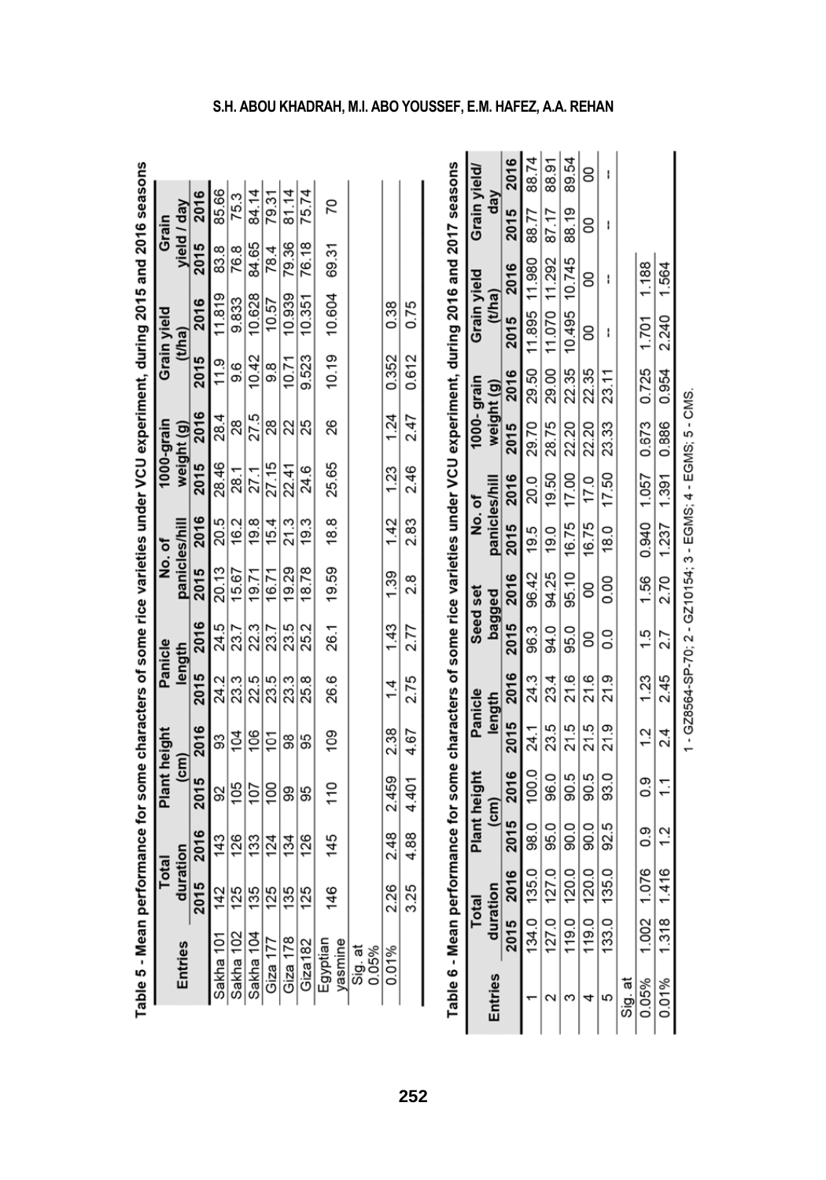Table 5 - Mean performance for some characters of some rice varieties under VCU experiment, during 2015 and 2016 seasons

| Entries | Total duration | | Plant height (cm) | | Panicle length | | No. of panicles/hill | | 1000-grain weight (g) | | Grain yield (t/ha) | | Grain yield / day | |
|---|---|---|---|---|---|---|---|---|---|---|---|---|---|---|
| | 2015 | 2016 | 2015 | 2016 | 2015 | 2016 | 2015 | 2016 | 2015 | 2016 | 2015 | 2016 | 2015 | 2016 |
| Sakha 101 | 142 | 143 | 92 | 93 | 24.2 | 24.5 | 20.13 | 20.5 | 28.46 | 28.4 | 11.9 | 11.819 | 83.8 | 85.66 |
| Sakha 102 | 125 | 126 | 105 | 104 | 23.3 | 23.7 | 15.67 | 16.2 | 28.1 | 28 | 9.6 | 9.833 | 76.8 | 75.3 |
| Sakha 104 | 135 | 133 | 107 | 106 | 22.5 | 22.3 | 19.71 | 19.8 | 27.1 | 27.5 | 10.42 | 10.628 | 84.65 | 84.14 |
| Giza 177 | 125 | 124 | 100 | 101 | 23.5 | 23.7 | 16.71 | 15.4 | 27.15 | 28 | 9.8 | 10.57 | 78.4 | 79.31 |
| Giza 178 | 135 | 134 | 99 | 98 | 23.3 | 23.5 | 19.29 | 21.3 | 22.41 | 22 | 10.71 | 10.939 | 79.36 | 81.14 |
| Giza182 | 125 | 126 | 95 | 95 | 25.8 | 25.2 | 18.78 | 19.3 | 24.6 | 25 | 9.523 | 10.351 | 76.18 | 75.74 |
| Egyptian yasmine | 146 | 145 | 110 | 109 | 26.6 | 26.1 | 19.59 | 18.8 | 25.65 | 26 | 10.19 | 10.604 | 69.31 | 70 |
| Sig. at 0.05% | | | | | | | | | | | | | | |
| 0.01% | 2.26 | 2.48 | 2.459 | 2.38 | 1.4 | 1.43 | 1.39 | 1.42 | 1.23 | 1.24 | 0.352 | 0.38 | | |
| | 3.25 | 4.88 | 4.401 | 4.67 | 2.75 | 2.77 | 2.8 | 2.83 | 2.46 | 2.47 | 0.612 | 0.75 | | |

Table 6 - Mean performance for some characters of some rice varieties under VCU experiment, during 2016 and 2017 seasons

| Entries | Total duration | | Plant height (cm) | | Panicle length | | Seed set bagged | | No. of panicles/hill | | 1000- grain weight (g) | | Grain yield (t/ha) | | Grain yield/ day | |
|---|---|---|---|---|---|---|---|---|---|---|---|---|---|---|---|---|
| | 2015 | 2016 | 2015 | 2016 | 2015 | 2016 | 2015 | 2016 | 2015 | 2016 | 2015 | 2016 | 2015 | 2016 | 2015 | 2016 |
| 1 | 134.0 | 135.0 | 98.0 | 100.0 | 24.1 | 24.3 | 96.3 | 96.42 | 19.5 | 20.0 | 29.70 | 29.50 | 11.895 | 11.980 | 88.77 | 88.74 |
| 2 | 127.0 | 127.0 | 95.0 | 96.0 | 23.5 | 23.4 | 94.0 | 94.25 | 19.0 | 19.50 | 28.75 | 29.00 | 11.070 | 11.292 | 87.17 | 88.91 |
| 3 | 119.0 | 120.0 | 90.0 | 90.5 | 21.5 | 21.6 | 95.0 | 95.10 | 16.75 | 17.00 | 22.20 | 22.35 | 10.495 | 10.745 | 88.19 | 89.54 |
| 4 | 119.0 | 120.0 | 90.0 | 90.5 | 21.5 | 21.6 | 00 | 00 | 16.75 | 17.0 | 22.20 | 22.35 | 00 | 00 | 00 | 00 |
| 5 | 133.0 | 135.0 | 92.5 | 93.0 | 21.9 | 21.9 | 0.0 | 0.00 | 18.0 | 17.50 | 23.33 | 23.11 | -- | -- | -- | -- |
| Sig. at | | | | | | | | | | | | | | | | |
| 0.05% | 1.002 | 1.076 | 0.9 | 0.9 | 1.2 | 1.23 | 1.5 | 1.56 | 0.940 | 1.057 | 0.673 | 0.725 | 1.701 | 1.188 | | |
| 0.01% | 1.318 | 1.416 | 1.2 | 1.1 | 2.4 | 2.45 | 2.7 | 2.70 | 1.237 | 1.391 | 0.886 | 0.954 | 2.240 | 1.564 | | |

1 - GZ8564-SP-70; 2 - GZ10154; 3 - EGMS; 4 - EGMS; 5 - CMS.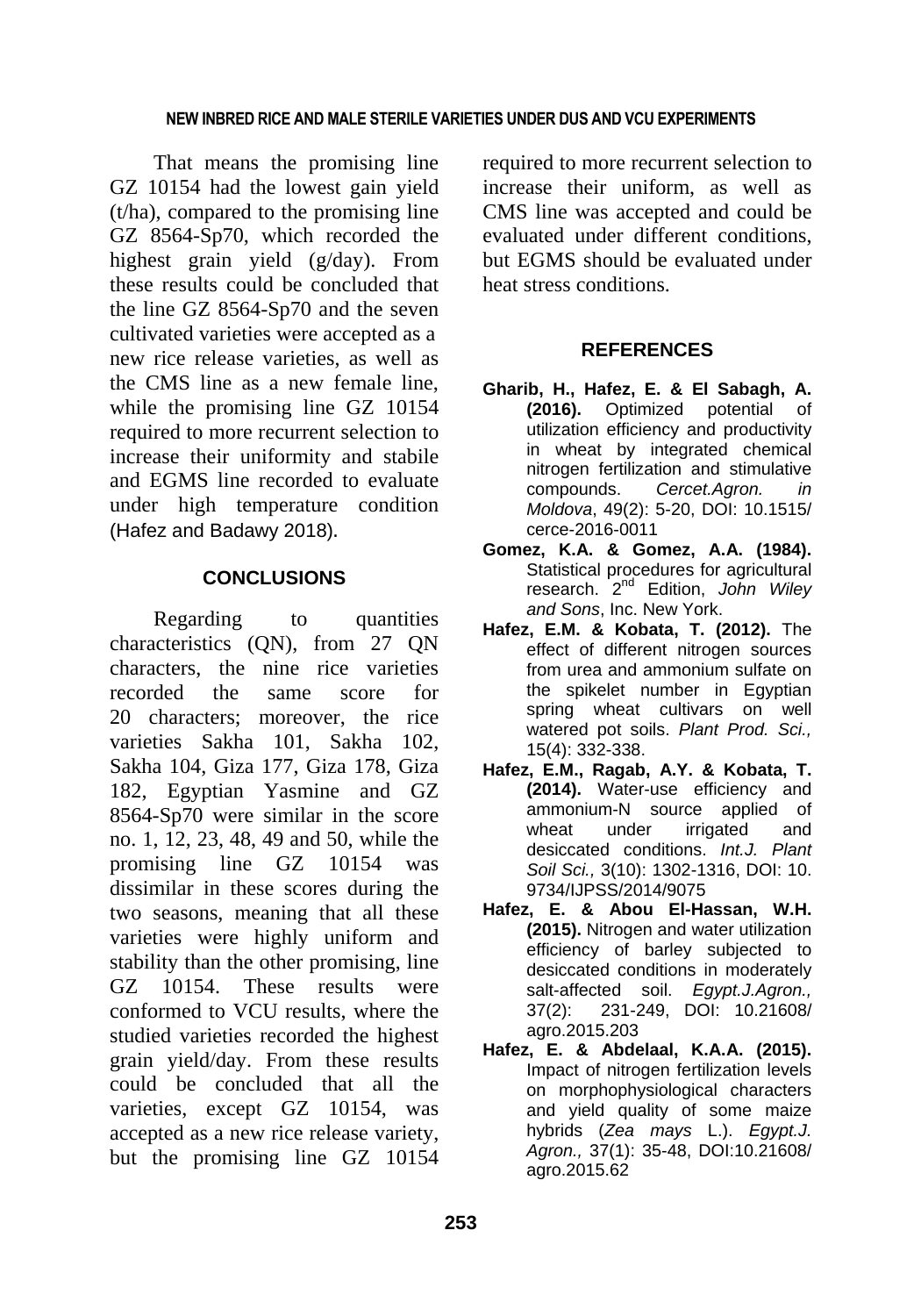That means the promising line GZ 10154 had the lowest gain yield (t/ha), compared to the promising line GZ 8564-Sp70, which recorded the highest grain yield (g/day). From these results could be concluded that the line GZ 8564-Sp70 and the seven cultivated varieties were accepted as a new rice release varieties, as well as the CMS line as a new female line, while the promising line GZ 10154 required to more recurrent selection to increase their uniformity and stabile and EGMS line recorded to evaluate under high temperature condition (Hafez and Badawy 2018).

## CONCLUSIONS

Regarding to quantities characteristics (QN), from 27 QN characters, the nine rice varieties recorded the same score for 20 characters; moreover, the rice varieties Sakha 101, Sakha 102, Sakha 104, Giza 177, Giza 178, Giza 182, Egyptian Yasmine and GZ 8564-Sp70 were similar in the score no. 1, 12, 23, 48, 49 and 50, while the promising line GZ 10154 was dissimilar in these scores during the two seasons, meaning that all these varieties were highly uniform and stability than the other promising, line GZ 10154. These results were conformed to VCU results, where the studied varieties recorded the highest grain yield/day. From these results could be concluded that all the varieties, except GZ 10154, was accepted as a new rice release variety, but the promising line GZ 10154 required to more recurrent selection to increase their uniform, as well as CMS line was accepted and could be evaluated under different conditions, but EGMS should be evaluated under heat stress conditions.

## REFERENCES

**Gharib, H., Hafez, E. & El Sabagh, A. (2016).** Optimized potential of utilization efficiency and productivity in wheat by integrated chemical nitrogen fertilization and stimulative compounds. *Cercet.Agron. in Moldova*, 49(2): 5-20, DOI: 10.1515/ cerce-2016-0011

**Gomez, K.A. & Gomez, A.A. (1984).** Statistical procedures for agricultural research. 2nd Edition, *John Wiley and Sons*, Inc. New York.

**Hafez, E.M. & Kobata, T. (2012).** The effect of different nitrogen sources from urea and ammonium sulfate on the spikelet number in Egyptian spring wheat cultivars on well watered pot soils. *Plant Prod. Sci.,* 15(4): 332-338.

**Hafez, E.M., Ragab, A.Y. & Kobata, T. (2014).** Water-use efficiency and ammonium-N source applied of wheat under irrigated and desiccated conditions. *Int.J. Plant Soil Sci.,* 3(10): 1302-1316, DOI: 10. 9734/IJPSS/2014/9075

**Hafez, E. & Abou El-Hassan, W.H. (2015).** Nitrogen and water utilization efficiency of barley subjected to desiccated conditions in moderately salt-affected soil. *Egypt.J.Agron.,* 37(2): 231-249, DOI: 10.21608/ agro.2015.203

**Hafez, E. & Abdelaal, K.A.A. (2015).** Impact of nitrogen fertilization levels on morphophysiological characters and yield quality of some maize hybrids (*Zea mays* L.). *Egypt.J. Agron.,* 37(1): 35-48, DOI:10.21608/ agro.2015.62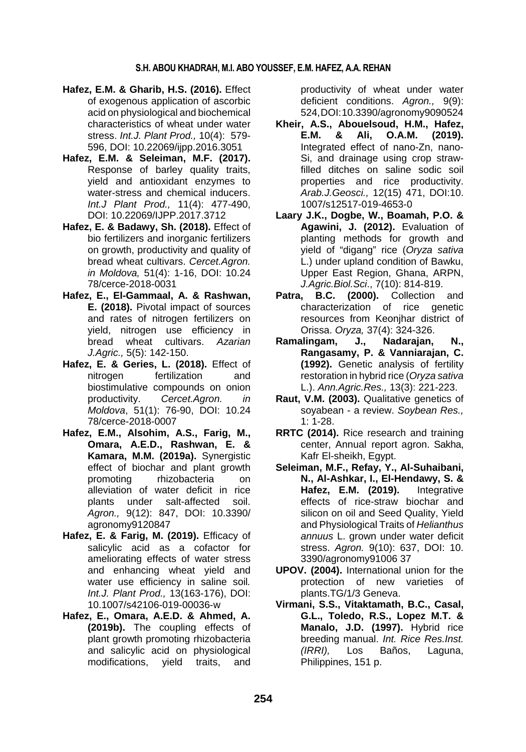**Hafez, E.M. & Gharib, H.S. (2016).** Effect of exogenous application of ascorbic acid on physiological and biochemical characteristics of wheat under water stress. *Int.J. Plant Prod.,* 10(4): 579-596, DOI: 10.22069/ijpp.2016.3051

**Hafez, E.M. & Seleiman, M.F. (2017).** Response of barley quality traits, yield and antioxidant enzymes to water-stress and chemical inducers. *Int.J Plant Prod.,* 11(4): 477-490, DOI: 10.22069/IJPP.2017.3712

**Hafez, E. & Badawy, Sh. (2018).** Effect of bio fertilizers and inorganic fertilizers on growth, productivity and quality of bread wheat cultivars. *Cercet.Agron. in Moldova,* 51(4): 1-16, DOI: 10.24 78/cerce-2018-0031

**Hafez, E., El-Gammaal, A. & Rashwan, E. (2018).** Pivotal impact of sources and rates of nitrogen fertilizers on yield, nitrogen use efficiency in bread wheat cultivars. *Azarian J.Agric.,* 5(5): 142-150.

**Hafez, E. & Geries, L. (2018).** Effect of nitrogen fertilization and biostimulative compounds on onion productivity. *Cercet.Agron. in Moldova*, 51(1): 76-90, DOI: 10.24 78/cerce-2018-0007

**Hafez, E.M., Alsohim, A.S., Farig, M., Omara, A.E.D., Rashwan, E. & Kamara, M.M. (2019a).** Synergistic effect of biochar and plant growth promoting rhizobacteria on alleviation of water deficit in rice plants under salt-affected soil. *Agron.,* 9(12): 847, DOI: 10.3390/ agronomy9120847

**Hafez, E. & Farig, M. (2019).** Efficacy of salicylic acid as a cofactor for ameliorating effects of water stress and enhancing wheat yield and water use efficiency in saline soil. *Int.J. Plant Prod.,* 13(163-176), DOI: 10.1007/s42106-019-00036-w

**Hafez, E., Omara, A.E.D. & Ahmed, A. (2019b).** The coupling effects of plant growth promoting rhizobacteria and salicylic acid on physiological modifications, yield traits, and productivity of wheat under water deficient conditions. *Agron.,* 9(9): 524,DOI:10.3390/agronomy9090524

**Kheir, A.S., Abouelsoud, H.M., Hafez, E.M. & Ali, O.A.M. (2019).** Integrated effect of nano-Zn, nano-Si, and drainage using crop straw-filled ditches on saline sodic soil properties and rice productivity. *Arab.J.Geosci.,* 12(15) 471, DOI:10. 1007/s12517-019-4653-0

**Laary J.K., Dogbe, W., Boamah, P.O. & Agawini, J. (2012).** Evaluation of planting methods for growth and yield of "digang" rice (*Oryza sativa* L.) under upland condition of Bawku, Upper East Region, Ghana, ARPN, *J.Agric.Biol.Sci*., 7(10): 814-819.

**Patra, B.C. (2000).** Collection and characterization of rice genetic resources from Keonjhar district of Orissa. *Oryza,* 37(4): 324-326.

**Ramalingam, J., Nadarajan, N., Rangasamy, P. & Vanniarajan, C. (1992).** Genetic analysis of fertility restoration in hybrid rice (*Oryza sativa* L.). *Ann.Agric.Res.,* 13(3): 221-223.

**Raut, V.M. (2003).** Qualitative genetics of soyabean - a review. *Soybean Res.,* 1: 1-28.

**RRTC (2014).** Rice research and training center, Annual report agron. Sakha, Kafr El-sheikh, Egypt.

**Seleiman, M.F., Refay, Y., Al-Suhaibani, N., Al-Ashkar, I., El-Hendawy, S. & Hafez, E.M. (2019).** Integrative effects of rice-straw biochar and silicon on oil and Seed Quality, Yield and Physiological Traits of *Helianthus annuus* L. grown under water deficit stress. *Agron.* 9(10): 637, DOI: 10. 3390/agronomy91006 37

**UPOV. (2004).** International union for the protection of new varieties of plants.TG/1/3 Geneva.

**Virmani, S.S., Vitaktamath, B.C., Casal, G.L., Toledo, R.S., Lopez M.T. & Manalo, J.D. (1997).** Hybrid rice breeding manual. *Int. Rice Res.Inst. (IRRI),* Los Baños, Laguna, Philippines, 151 p.